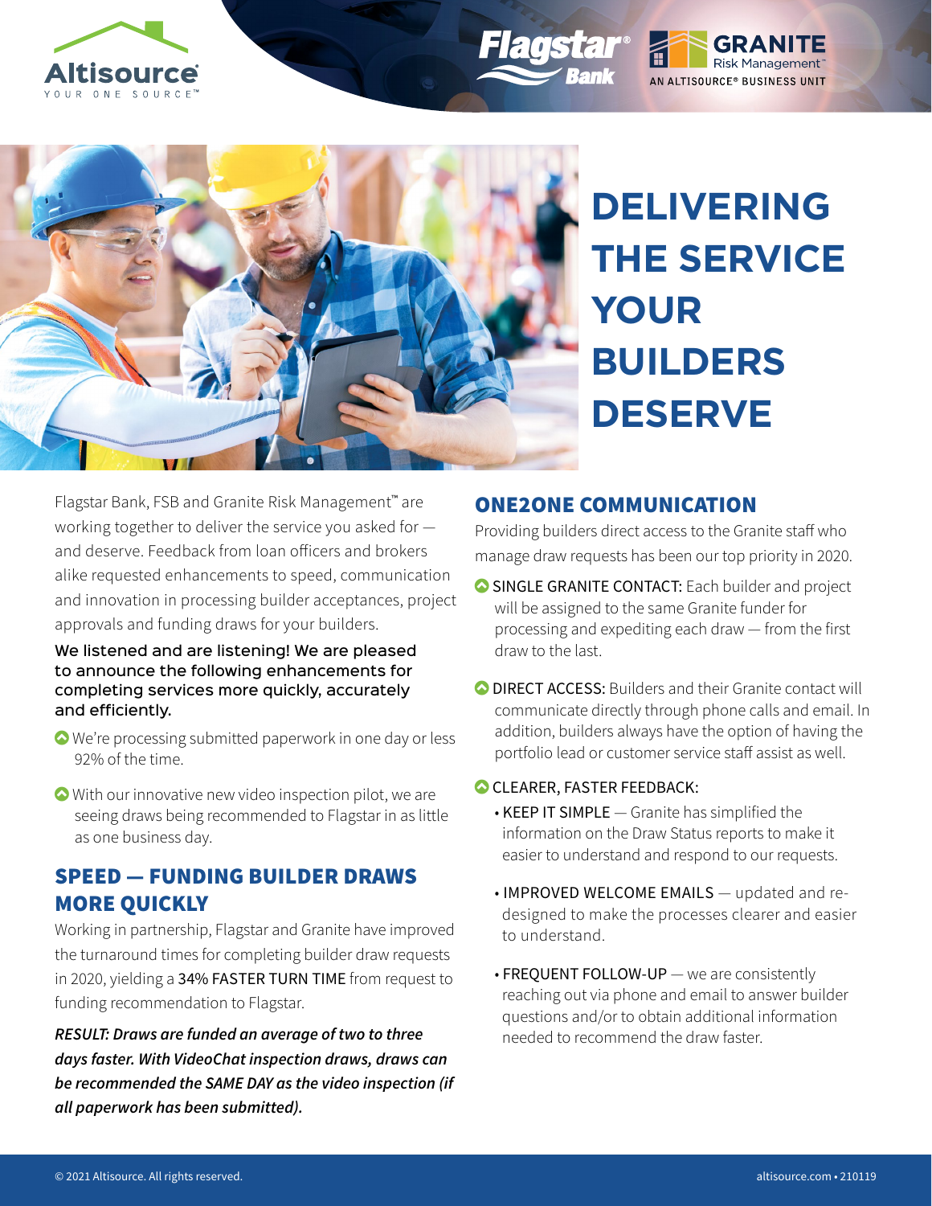# DELIVERING THE SERVICE YOUR BUILDERS DESERVE

Flagstar Bank, FSB and Granite Risk Management™ are working together to deliver the service you asked for — and deserve. Feedback from loan officers and brokers alike requested enhancements to speed, communication and innovation in processing builder acceptances, project approvals and funding draws for your builders.

**We listened and are listening! We are pleased to announce the following enhancements for completing services more quickly, accurately and efficiently.**

- We're processing submitted paperwork in one day or less 92% of the time.
- With our innovative new video inspection pilot, we are seeing draws being recommended to Flagstar in as little as one business day.

## SPEED — FUNDING BUILDER DRAWS MORE QUICKLY

Working in partnership, Flagstar and Granite have improved the turnaround times for completing builder draw requests in 2020, yielding a 34% FASTER TURN TIME from request to funding recommendation to Flagstar.

***RESULT: Draws are funded an average of two to three days faster. With VideoChat inspection draws, draws can be recommended the SAME DAY as the video inspection (if all paperwork has been submitted).***

## ONE2ONE COMMUNICATION

Providing builders direct access to the Granite staff who manage draw requests has been our top priority in 2020.

- SINGLE GRANITE CONTACT: Each builder and project will be assigned to the same Granite funder for processing and expediting each draw — from the first draw to the last.
- DIRECT ACCESS: Builders and their Granite contact will communicate directly through phone calls and email. In addition, builders always have the option of having the portfolio lead or customer service staff assist as well.
- CLEARER, FASTER FEEDBACK:
  - KEEP IT SIMPLE — Granite has simplified the information on the Draw Status reports to make it easier to understand and respond to our requests.
  - IMPROVED WELCOME EMAILS — updated and re-designed to make the processes clearer and easier to understand.
  - FREQUENT FOLLOW-UP — we are consistently reaching out via phone and email to answer builder questions and/or to obtain additional information needed to recommend the draw faster.

© 2021 Altisource. All rights reserved.

altisource.com • 210119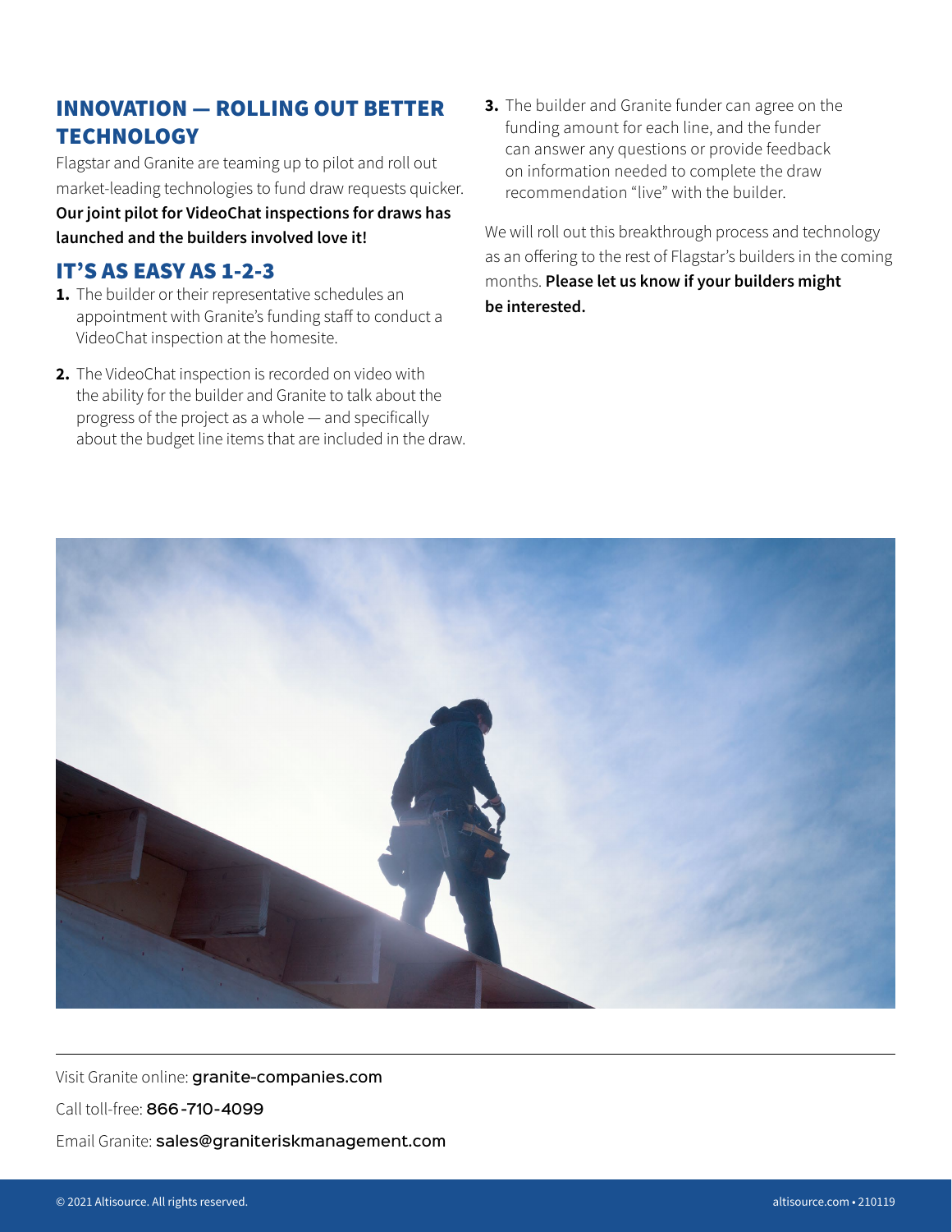## INNOVATION — ROLLING OUT BETTER TECHNOLOGY

Flagstar and Granite are teaming up to pilot and roll out market-leading technologies to fund draw requests quicker. **Our joint pilot for VideoChat inspections for draws has launched and the builders involved love it!**

## IT'S AS EASY AS 1-2-3

1. The builder or their representative schedules an appointment with Granite's funding staff to conduct a VideoChat inspection at the homesite.
2. The VideoChat inspection is recorded on video with the ability for the builder and Granite to talk about the progress of the project as a whole — and specifically about the budget line items that are included in the draw.
3. The builder and Granite funder can agree on the funding amount for each line, and the funder can answer any questions or provide feedback on information needed to complete the draw recommendation "live" with the builder.

We will roll out this breakthrough process and technology as an offering to the rest of Flagstar's builders in the coming months. **Please let us know if your builders might be interested.**

Visit Granite online: **granite-companies.com**

Call toll-free: **866-710-4099**

Email Granite: **sales@graniteriskmanagement.com**

© 2021 Altisource. All rights reserved.

altisource.com • 210119